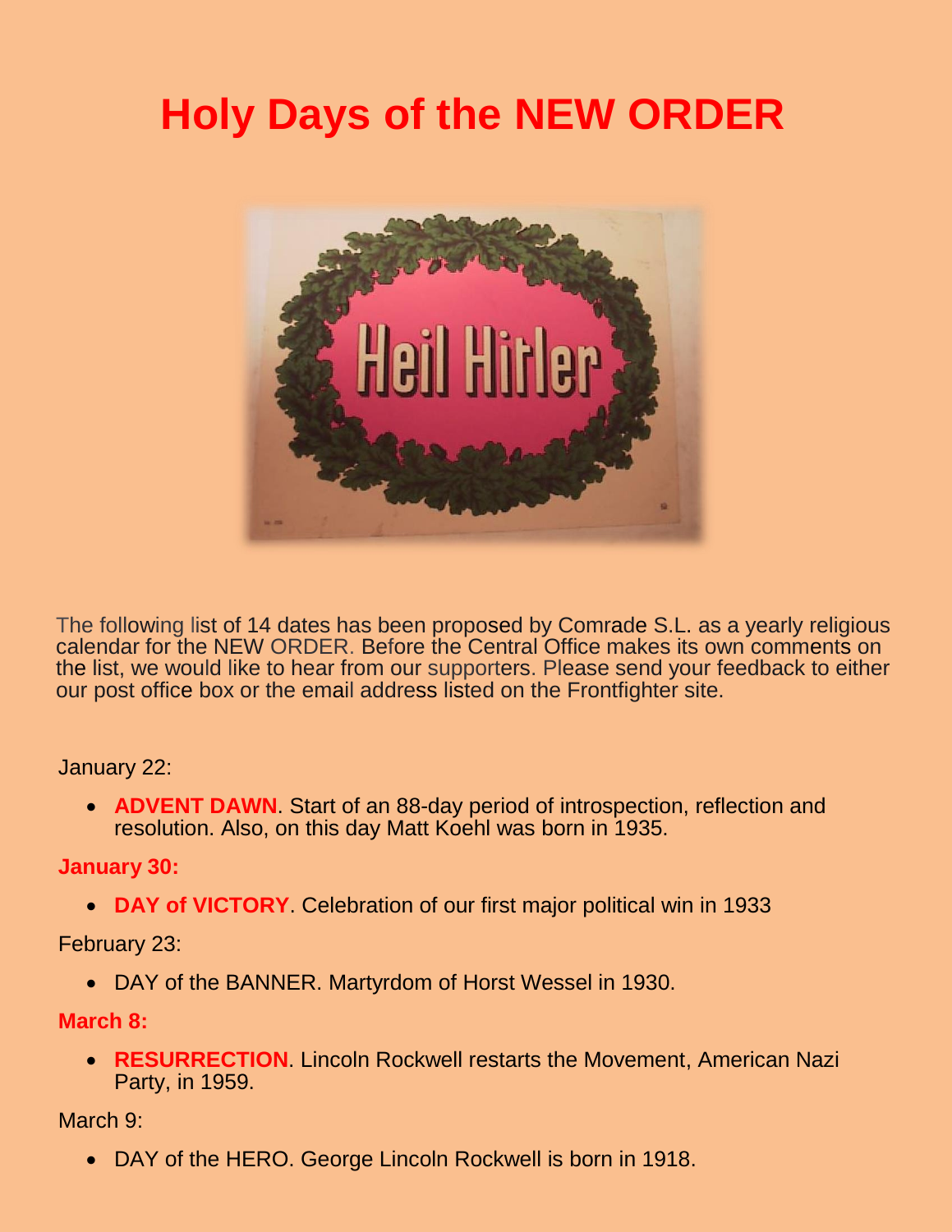# Holy Days of the NEW ORDER

The following list of 14 dates has been proposed by Comrade S.L. as a yearly religious calendar for the NEW ORDER. Before the Central Office makes its own comments on the list, we would like to hear from our supporters. Please send your feedback to either our post office box or the email address listed on the Frontfighter site.

January 22:

- **ADVENT DAWN**. Start of an 88-day period of introspection, reflection and resolution. Also, on this day Matt Koehl was born in 1935.

**January 30:**

- **DAY of VICTORY**. Celebration of our first major political win in 1933

February 23:

- DAY of the BANNER. Martyrdom of Horst Wessel in 1930.

**March 8:**

- **RESURRECTION**. Lincoln Rockwell restarts the Movement, American Nazi Party, in 1959.

March 9:

- DAY of the HERO. George Lincoln Rockwell is born in 1918.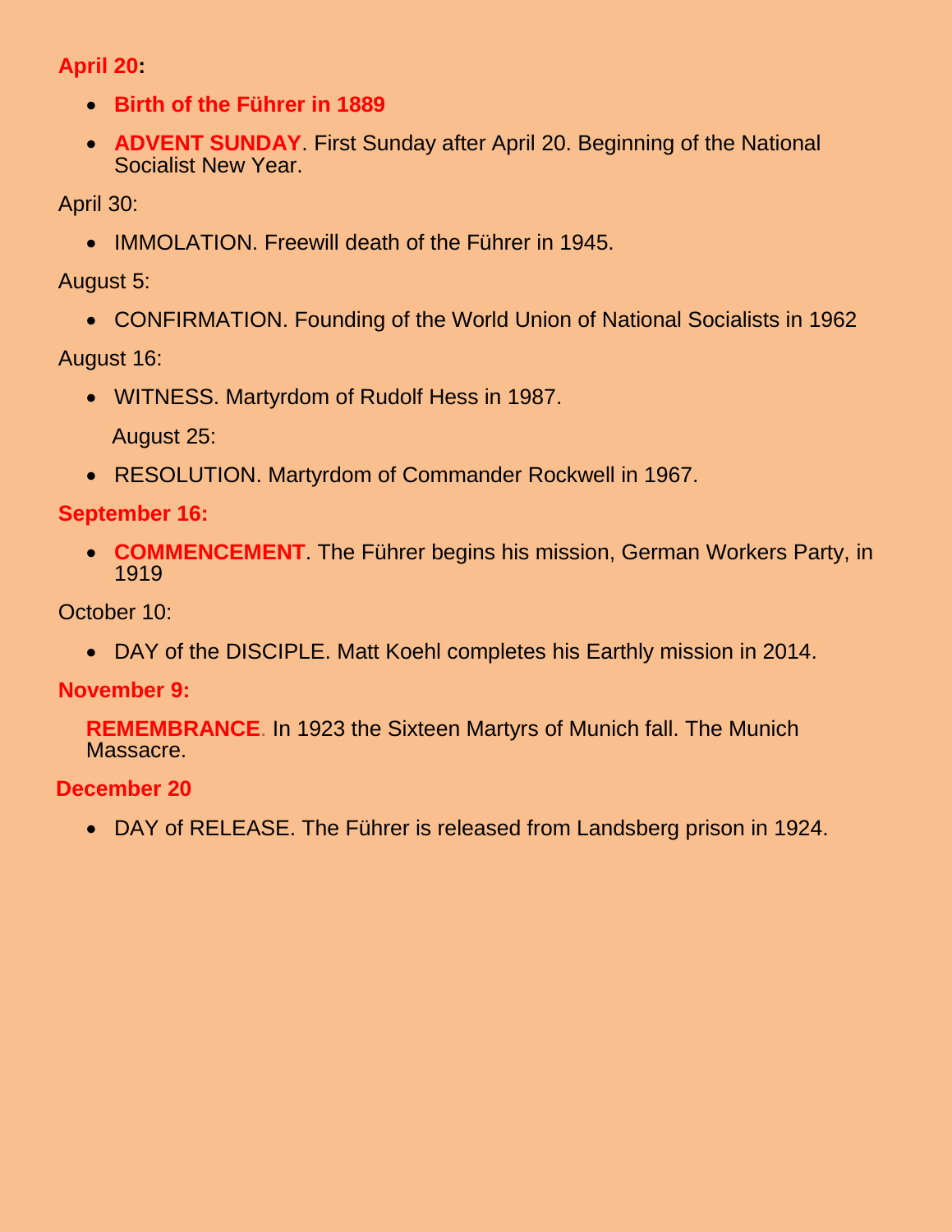**April 20:**

- **Birth of the Führer in 1889**
- **ADVENT SUNDAY**. First Sunday after April 20. Beginning of the National Socialist New Year.

April 30:

- IMMOLATION. Freewill death of the Führer in 1945.

August 5:

- CONFIRMATION. Founding of the World Union of National Socialists in 1962

August 16:

- WITNESS. Martyrdom of Rudolf Hess in 1987.

August 25:

- RESOLUTION. Martyrdom of Commander Rockwell in 1967.

**September 16:**

- **COMMENCEMENT**. The Führer begins his mission, German Workers Party, in 1919

October 10:

- DAY of the DISCIPLE. Matt Koehl completes his Earthly mission in 2014.

**November 9:**

**REMEMBRANCE**. In 1923 the Sixteen Martyrs of Munich fall. The Munich Massacre.

**December 20**

- DAY of RELEASE. The Führer is released from Landsberg prison in 1924.